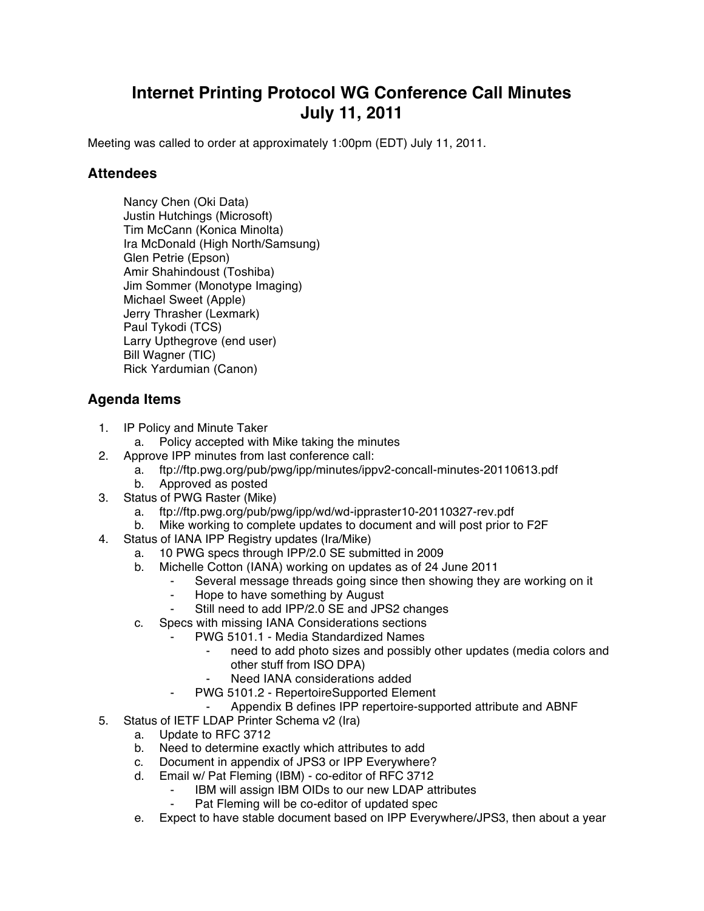# Internet Printing Protocol WG Conference Call Minutes
# July 11, 2011

Meeting was called to order at approximately 1:00pm (EDT) July 11, 2011.

## Attendees

Nancy Chen (Oki Data)
Justin Hutchings (Microsoft)
Tim McCann (Konica Minolta)
Ira McDonald (High North/Samsung)
Glen Petrie (Epson)
Amir Shahindoust (Toshiba)
Jim Sommer (Monotype Imaging)
Michael Sweet (Apple)
Jerry Thrasher (Lexmark)
Paul Tykodi (TCS)
Larry Upthegrove (end user)
Bill Wagner (TIC)
Rick Yardumian (Canon)

## Agenda Items

1. IP Policy and Minute Taker
   a. Policy accepted with Mike taking the minutes
2. Approve IPP minutes from last conference call:
   a. ftp://ftp.pwg.org/pub/pwg/ipp/minutes/ippv2-concall-minutes-20110613.pdf
   b. Approved as posted
3. Status of PWG Raster (Mike)
   a. ftp://ftp.pwg.org/pub/pwg/ipp/wd/wd-ippraster10-20110327-rev.pdf
   b. Mike working to complete updates to document and will post prior to F2F
4. Status of IANA IPP Registry updates (Ira/Mike)
   a. 10 PWG specs through IPP/2.0 SE submitted in 2009
   b. Michelle Cotton (IANA) working on updates as of 24 June 2011
      - Several message threads going since then showing they are working on it
      - Hope to have something by August
      - Still need to add IPP/2.0 SE and JPS2 changes
   c. Specs with missing IANA Considerations sections
      - PWG 5101.1 - Media Standardized Names
         - need to add photo sizes and possibly other updates (media colors and other stuff from ISO DPA)
         - Need IANA considerations added
      - PWG 5101.2 - RepertoireSupported Element
         - Appendix B defines IPP repertoire-supported attribute and ABNF
5. Status of IETF LDAP Printer Schema v2 (Ira)
   a. Update to RFC 3712
   b. Need to determine exactly which attributes to add
   c. Document in appendix of JPS3 or IPP Everywhere?
   d. Email w/ Pat Fleming (IBM) - co-editor of RFC 3712
      - IBM will assign IBM OIDs to our new LDAP attributes
      - Pat Fleming will be co-editor of updated spec
   e. Expect to have stable document based on IPP Everywhere/JPS3, then about a year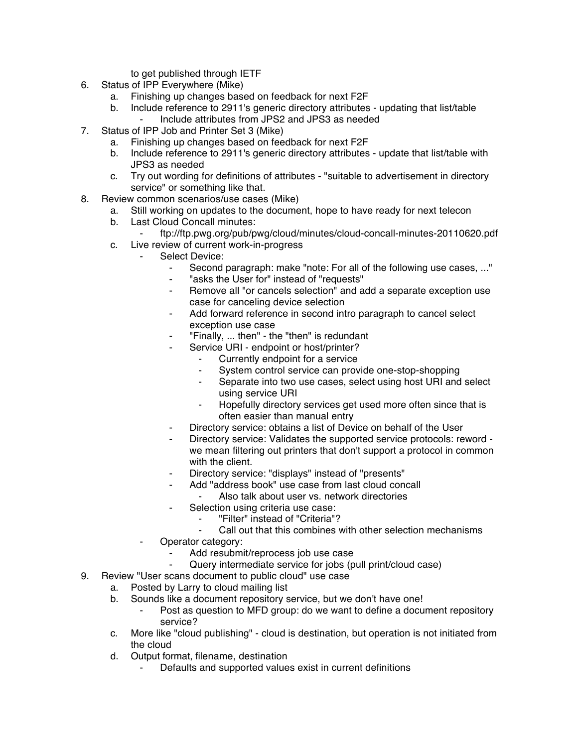to get published through IETF

6. Status of IPP Everywhere (Mike)
    a. Finishing up changes based on feedback for next F2F
    b. Include reference to 2911's generic directory attributes - updating that list/table
        - Include attributes from JPS2 and JPS3 as needed
7. Status of IPP Job and Printer Set 3 (Mike)
    a. Finishing up changes based on feedback for next F2F
    b. Include reference to 2911's generic directory attributes - update that list/table with JPS3 as needed
    c. Try out wording for definitions of attributes - "suitable to advertisement in directory service" or something like that.
8. Review common scenarios/use cases (Mike)
    a. Still working on updates to the document, hope to have ready for next telecon
    b. Last Cloud Concall minutes:
        - ftp://ftp.pwg.org/pub/pwg/cloud/minutes/cloud-concall-minutes-20110620.pdf
    c. Live review of current work-in-progress
        - Select Device:
            - Second paragraph: make "note: For all of the following use cases, ..."
            - "asks the User for" instead of "requests"
            - Remove all "or cancels selection" and add a separate exception use case for canceling device selection
            - Add forward reference in second intro paragraph to cancel select exception use case
            - "Finally, ... then" - the "then" is redundant
            - Service URI - endpoint or host/printer?
                - Currently endpoint for a service
                - System control service can provide one-stop-shopping
                - Separate into two use cases, select using host URI and select using service URI
                - Hopefully directory services get used more often since that is often easier than manual entry
            - Directory service: obtains a list of Device on behalf of the User
            - Directory service: Validates the supported service protocols: reword - we mean filtering out printers that don't support a protocol in common with the client.
            - Directory service: "displays" instead of "presents"
            - Add "address book" use case from last cloud concall
                - Also talk about user vs. network directories
            - Selection using criteria use case:
                - "Filter" instead of "Criteria"?
                - Call out that this combines with other selection mechanisms
        - Operator category:
            - Add resubmit/reprocess job use case
            - Query intermediate service for jobs (pull print/cloud case)
9. Review "User scans document to public cloud" use case
    a. Posted by Larry to cloud mailing list
    b. Sounds like a document repository service, but we don't have one!
        - Post as question to MFD group: do we want to define a document repository service?
    c. More like "cloud publishing" - cloud is destination, but operation is not initiated from the cloud
    d. Output format, filename, destination
        - Defaults and supported values exist in current definitions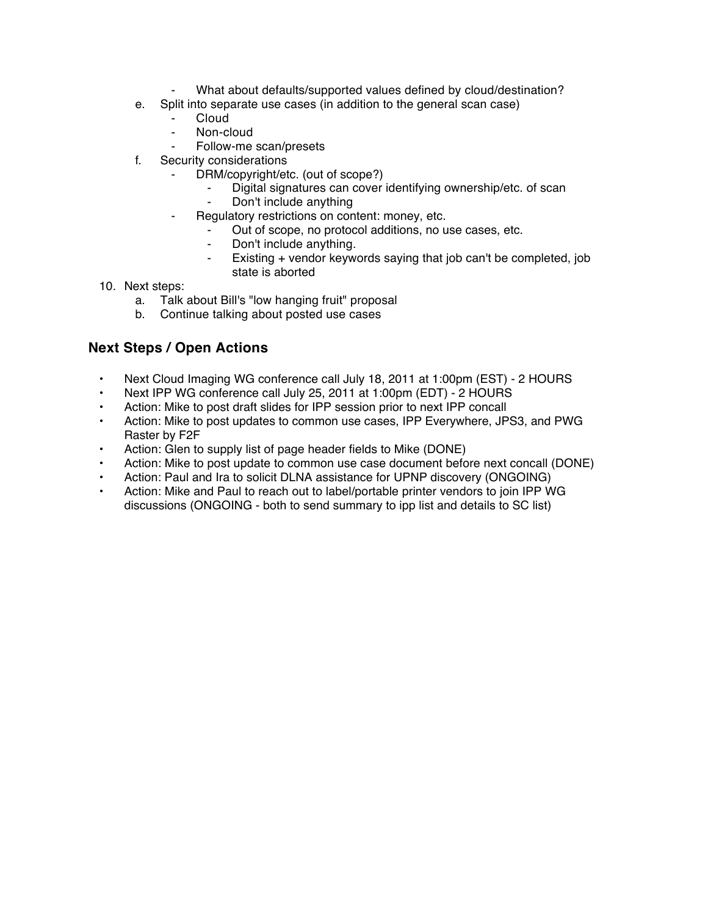- What about defaults/supported values defined by cloud/destination?

   e. Split into separate use cases (in addition to the general scan case)
      - Cloud
      - Non-cloud
      - Follow-me scan/presets
   f. Security considerations
      - DRM/copyright/etc. (out of scope?)
         - Digital signatures can cover identifying ownership/etc. of scan
         - Don't include anything
      - Regulatory restrictions on content: money, etc.
         - Out of scope, no protocol additions, no use cases, etc.
         - Don't include anything.
         - Existing + vendor keywords saying that job can't be completed, job state is aborted

10. Next steps:
    a. Talk about Bill's "low hanging fruit" proposal
    b. Continue talking about posted use cases

## Next Steps / Open Actions

- Next Cloud Imaging WG conference call July 18, 2011 at 1:00pm (EST) - 2 HOURS
- Next IPP WG conference call July 25, 2011 at 1:00pm (EDT) - 2 HOURS
- Action: Mike to post draft slides for IPP session prior to next IPP concall
- Action: Mike to post updates to common use cases, IPP Everywhere, JPS3, and PWG Raster by F2F
- Action: Glen to supply list of page header fields to Mike (DONE)
- Action: Mike to post update to common use case document before next concall (DONE)
- Action: Paul and Ira to solicit DLNA assistance for UPNP discovery (ONGOING)
- Action: Mike and Paul to reach out to label/portable printer vendors to join IPP WG discussions (ONGOING - both to send summary to ipp list and details to SC list)